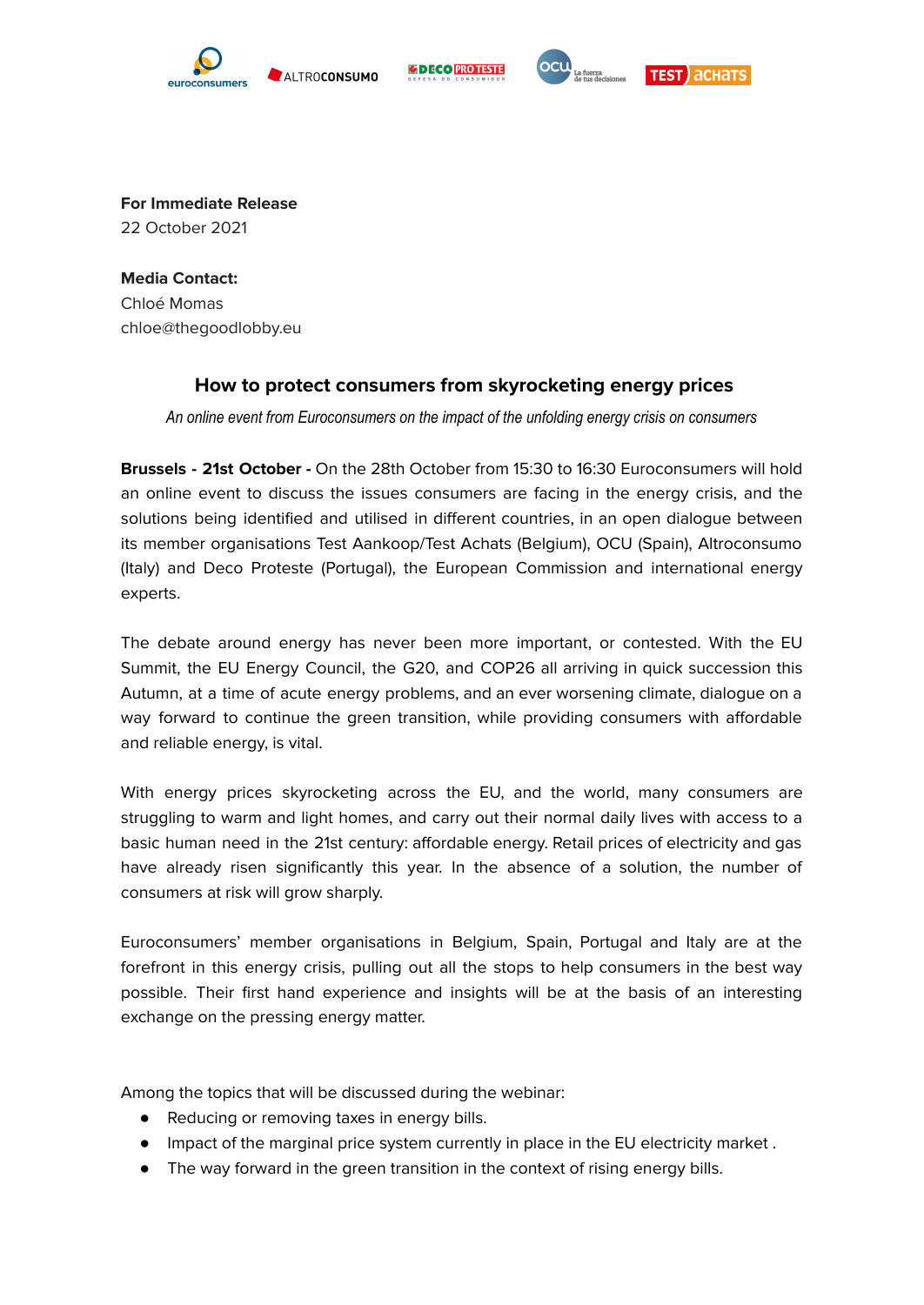**For Immediate Release**
22 October 2021

**Media Contact:**
Chloé Momas
chloe@thegoodlobby.eu

## How to protect consumers from skyrocketing energy prices

*An online event from Euroconsumers on the impact of the unfolding energy crisis on consumers*

**Brussels - 21st October -** On the 28th October from 15:30 to 16:30 Euroconsumers will hold an online event to discuss the issues consumers are facing in the energy crisis, and the solutions being identified and utilised in different countries, in an open dialogue between its member organisations Test Aankoop/Test Achats (Belgium), OCU (Spain), Altroconsumo (Italy) and Deco Proteste (Portugal), the European Commission and international energy experts.

The debate around energy has never been more important, or contested. With the EU Summit, the EU Energy Council, the G20, and COP26 all arriving in quick succession this Autumn, at a time of acute energy problems, and an ever worsening climate, dialogue on a way forward to continue the green transition, while providing consumers with affordable and reliable energy, is vital.

With energy prices skyrocketing across the EU, and the world, many consumers are struggling to warm and light homes, and carry out their normal daily lives with access to a basic human need in the 21st century: affordable energy. Retail prices of electricity and gas have already risen significantly this year. In the absence of a solution, the number of consumers at risk will grow sharply.

Euroconsumers' member organisations in Belgium, Spain, Portugal and Italy are at the forefront in this energy crisis, pulling out all the stops to help consumers in the best way possible. Their first hand experience and insights will be at the basis of an interesting exchange on the pressing energy matter.

Among the topics that will be discussed during the webinar:

- Reducing or removing taxes in energy bills.
- Impact of the marginal price system currently in place in the EU electricity market .
- The way forward in the green transition in the context of rising energy bills.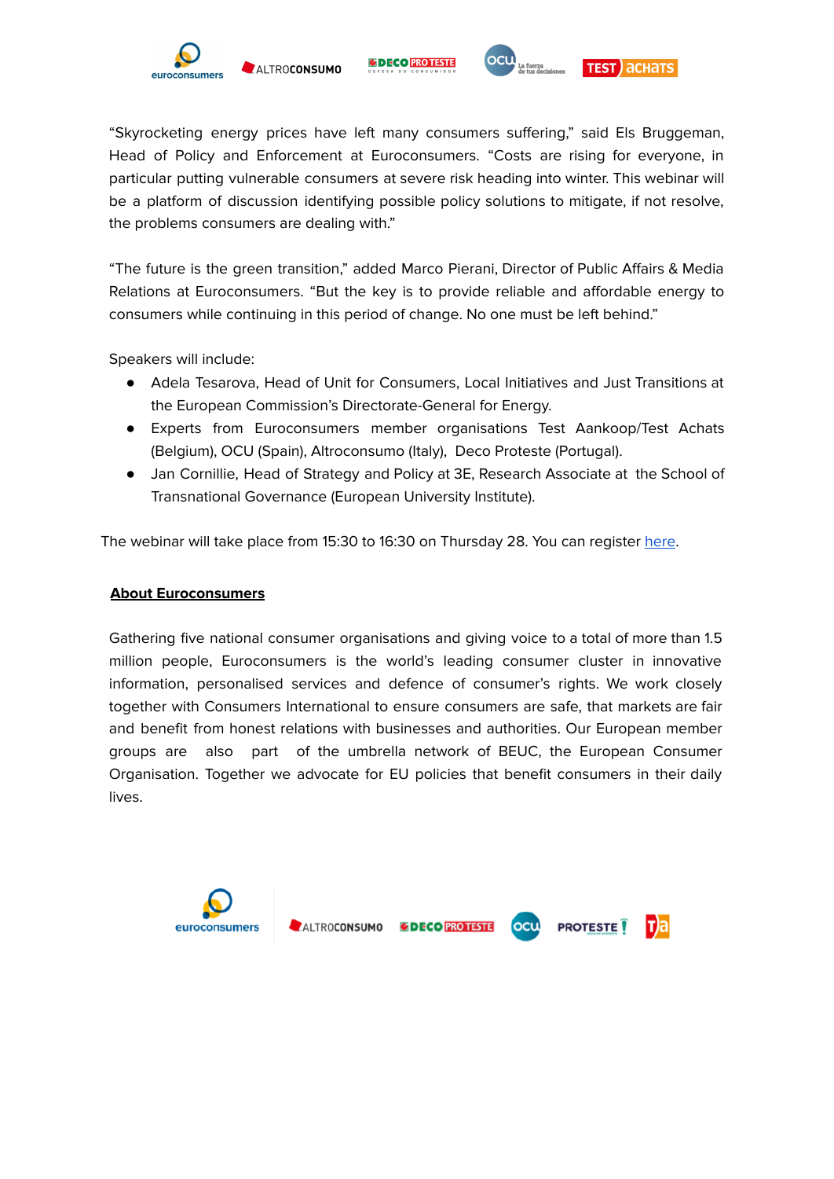“Skyrocketing energy prices have left many consumers suffering,” said Els Bruggeman, Head of Policy and Enforcement at Euroconsumers. “Costs are rising for everyone, in particular putting vulnerable consumers at severe risk heading into winter. This webinar will be a platform of discussion identifying possible policy solutions to mitigate, if not resolve, the problems consumers are dealing with.”

“The future is the green transition,” added Marco Pierani, Director of Public Affairs & Media Relations at Euroconsumers. “But the key is to provide reliable and affordable energy to consumers while continuing in this period of change. No one must be left behind.”

Speakers will include:

- Adela Tesarova, Head of Unit for Consumers, Local Initiatives and Just Transitions at the European Commission’s Directorate-General for Energy.
- Experts from Euroconsumers member organisations Test Aankoop/Test Achats (Belgium), OCU (Spain), Altroconsumo (Italy), Deco Proteste (Portugal).
- Jan Cornillie, Head of Strategy and Policy at 3E, Research Associate at the School of Transnational Governance (European University Institute).

The webinar will take place from 15:30 to 16:30 on Thursday 28. You can register [here](#).

**About Euroconsumers**

Gathering five national consumer organisations and giving voice to a total of more than 1.5 million people, Euroconsumers is the world’s leading consumer cluster in innovative information, personalised services and defence of consumer’s rights. We work closely together with Consumers International to ensure consumers are safe, that markets are fair and benefit from honest relations with businesses and authorities. Our European member groups are also part of the umbrella network of BEUC, the European Consumer Organisation. Together we advocate for EU policies that benefit consumers in their daily lives.